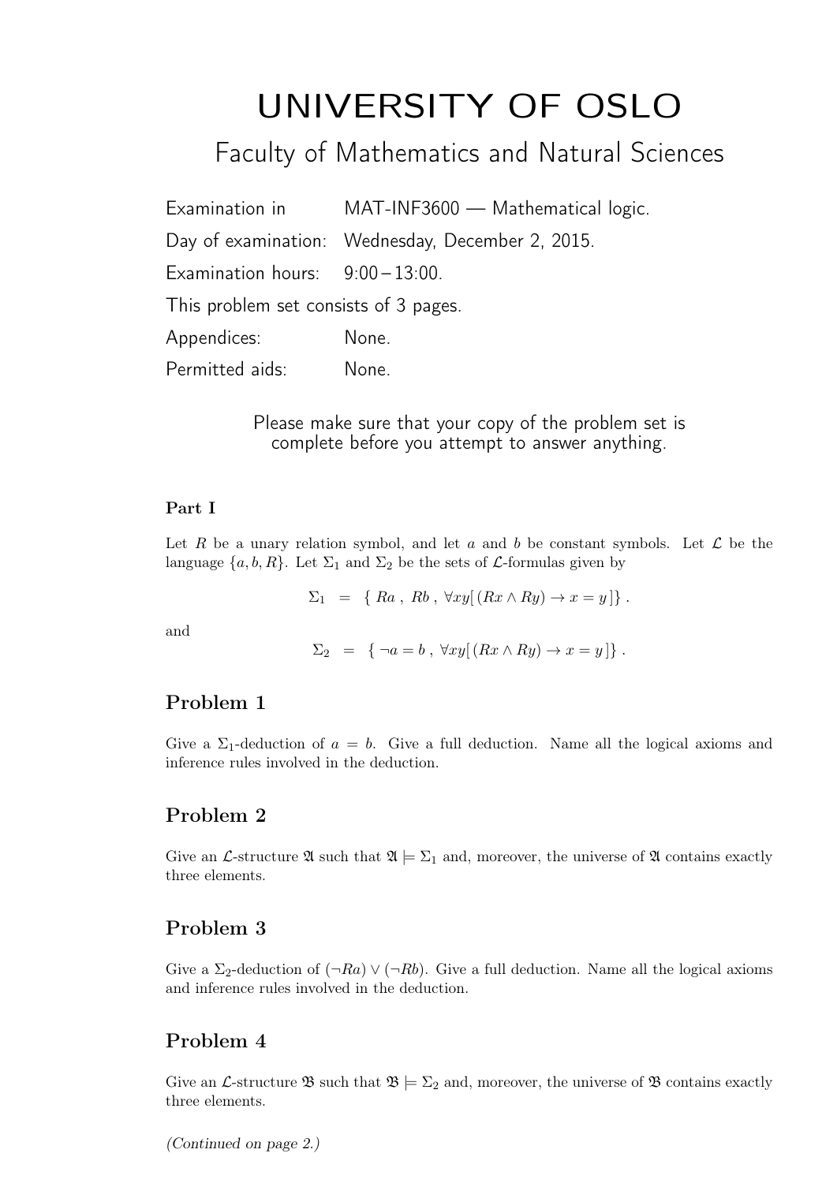# UNIVERSITY OF OSLO

## Faculty of Mathematics and Natural Sciences

Examination in MAT-INF3600 — Mathematical logic.

Day of examination: Wednesday, December 2, 2015.

Examination hours: 9:00 – 13:00.

This problem set consists of 3 pages.

Appendices: None.

Permitted aids: None.

Please make sure that your copy of the problem set is complete before you attempt to answer anything.

**Part I**

Let $R$ be a unary relation symbol, and let $a$ and $b$ be constant symbols. Let $\mathcal{L}$ be the language $\{a, b, R\}$. Let $\Sigma_1$ and $\Sigma_2$ be the sets of $\mathcal{L}$-formulas given by

$$\Sigma_1 \;=\; \{\ Ra\ ,\ Rb\ ,\ \forall xy[\,(Rx \wedge Ry) \rightarrow x = y\,]\}\ .$$

and

$$\Sigma_2 \;=\; \{\ \neg a = b\ ,\ \forall xy[\,(Rx \wedge Ry) \rightarrow x = y\,]\}\ .$$

### Problem 1

Give a $\Sigma_1$-deduction of $a = b$. Give a full deduction. Name all the logical axioms and inference rules involved in the deduction.

### Problem 2

Give an $\mathcal{L}$-structure $\mathfrak{A}$ such that $\mathfrak{A} \models \Sigma_1$ and, moreover, the universe of $\mathfrak{A}$ contains exactly three elements.

### Problem 3

Give a $\Sigma_2$-deduction of $(\neg Ra) \vee (\neg Rb)$. Give a full deduction. Name all the logical axioms and inference rules involved in the deduction.

### Problem 4

Give an $\mathcal{L}$-structure $\mathfrak{B}$ such that $\mathfrak{B} \models \Sigma_2$ and, moreover, the universe of $\mathfrak{B}$ contains exactly three elements.

*(Continued on page 2.)*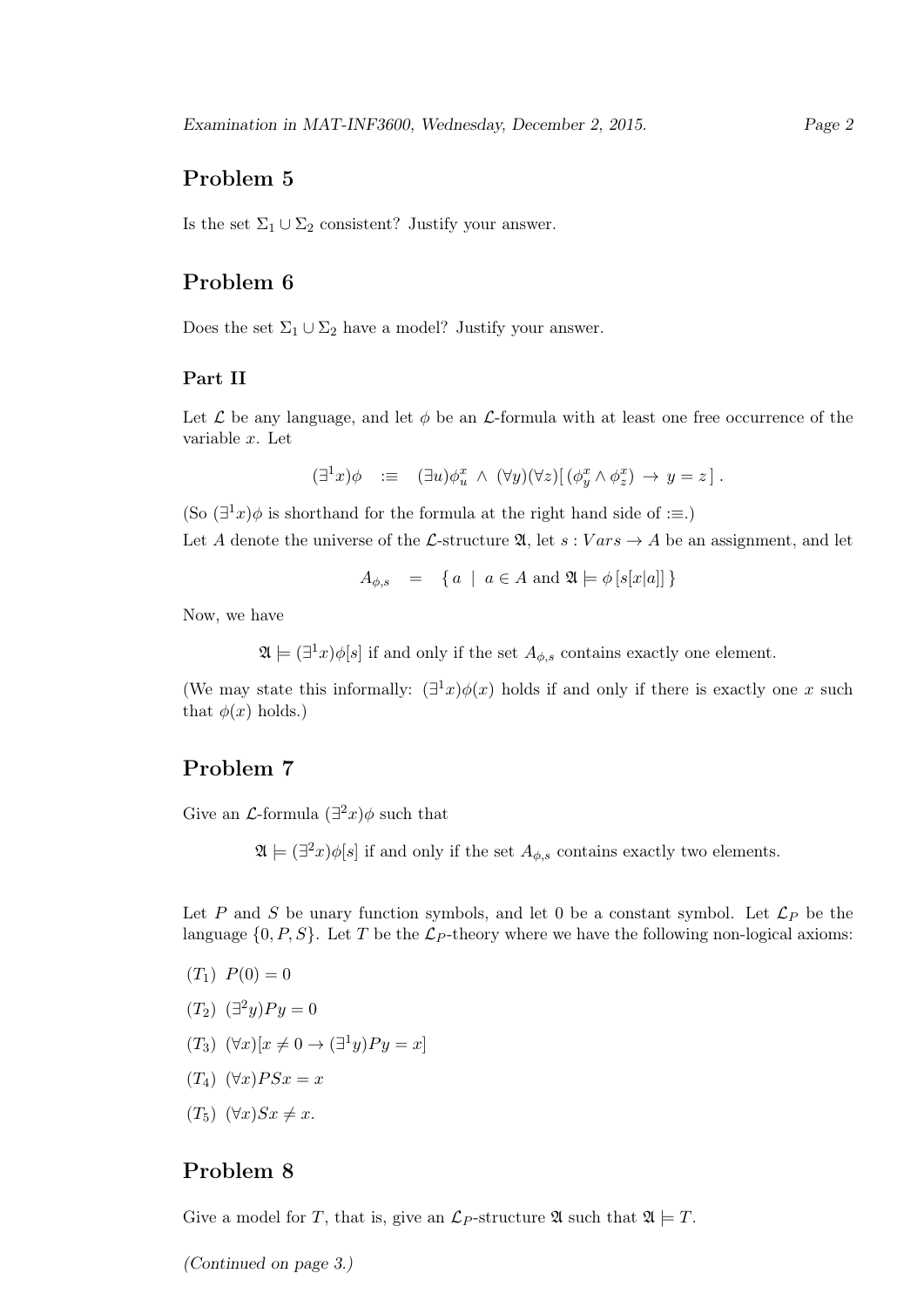## Problem 5

Is the set $\Sigma_1 \cup \Sigma_2$ consistent? Justify your answer.

## Problem 6

Does the set $\Sigma_1 \cup \Sigma_2$ have a model? Justify your answer.

### Part II

Let $\mathcal{L}$ be any language, and let $\phi$ be an $\mathcal{L}$-formula with at least one free occurrence of the variable $x$. Let

$$(\exists^1 x)\phi \quad :\equiv \quad (\exists u)\phi^x_u \;\wedge\; (\forall y)(\forall z)[\,(\phi^x_y \wedge \phi^x_z) \;\rightarrow\; y = z\,]\,.$$

(So $(\exists^1 x)\phi$ is shorthand for the formula at the right hand side of $:\equiv$.)

Let $A$ denote the universe of the $\mathcal{L}$-structure $\mathfrak{A}$, let $s : Vars \rightarrow A$ be an assignment, and let

$$A_{\phi,s} \quad = \quad \{\, a \;\mid\; a \in A \text{ and } \mathfrak{A} \models \phi\,[s[x|a]]\,\}$$

Now, we have

$\mathfrak{A} \models (\exists^1 x)\phi[s]$ if and only if the set $A_{\phi,s}$ contains exactly one element.

(We may state this informally: $(\exists^1 x)\phi(x)$ holds if and only if there is exactly one $x$ such that $\phi(x)$ holds.)

## Problem 7

Give an $\mathcal{L}$-formula $(\exists^2 x)\phi$ such that

$\mathfrak{A} \models (\exists^2 x)\phi[s]$ if and only if the set $A_{\phi,s}$ contains exactly two elements.

Let $P$ and $S$ be unary function symbols, and let $0$ be a constant symbol. Let $\mathcal{L}_P$ be the language $\{0, P, S\}$. Let $T$ be the $\mathcal{L}_P$-theory where we have the following non-logical axioms:

- $(T_1)$ $P(0) = 0$
- $(T_2)$ $(\exists^2 y)Py = 0$
- $(T_3)$ $(\forall x)[x \neq 0 \rightarrow (\exists^1 y)Py = x]$
- $(T_4)$ $(\forall x)PSx = x$
- $(T_5)$ $(\forall x)Sx \neq x$.

## Problem 8

Give a model for $T$, that is, give an $\mathcal{L}_P$-structure $\mathfrak{A}$ such that $\mathfrak{A} \models T$.

*(Continued on page 3.)*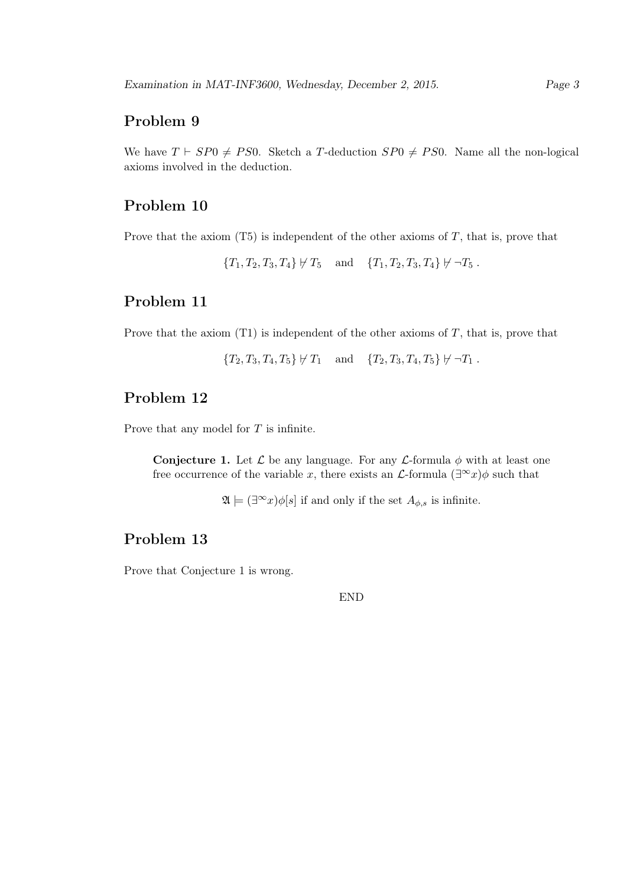## Problem 9

We have $T \vdash SP0 \neq PS0$. Sketch a $T$-deduction $SP0 \neq PS0$. Name all the non-logical axioms involved in the deduction.

## Problem 10

Prove that the axiom (T5) is independent of the other axioms of $T$, that is, prove that

$$\{T_1, T_2, T_3, T_4\} \nvdash T_5 \quad \text{and} \quad \{T_1, T_2, T_3, T_4\} \nvdash \neg T_5 \ .$$

## Problem 11

Prove that the axiom (T1) is independent of the other axioms of $T$, that is, prove that

$$\{T_2, T_3, T_4, T_5\} \nvdash T_1 \quad \text{and} \quad \{T_2, T_3, T_4, T_5\} \nvdash \neg T_1 \ .$$

## Problem 12

Prove that any model for $T$ is infinite.

**Conjecture 1.** Let $\mathcal{L}$ be any language. For any $\mathcal{L}$-formula $\phi$ with at least one free occurrence of the variable $x$, there exists an $\mathcal{L}$-formula $(\exists^\infty x)\phi$ such that

$\mathfrak{A} \models (\exists^\infty x)\phi[s]$ if and only if the set $A_{\phi,s}$ is infinite.

## Problem 13

Prove that Conjecture 1 is wrong.

END